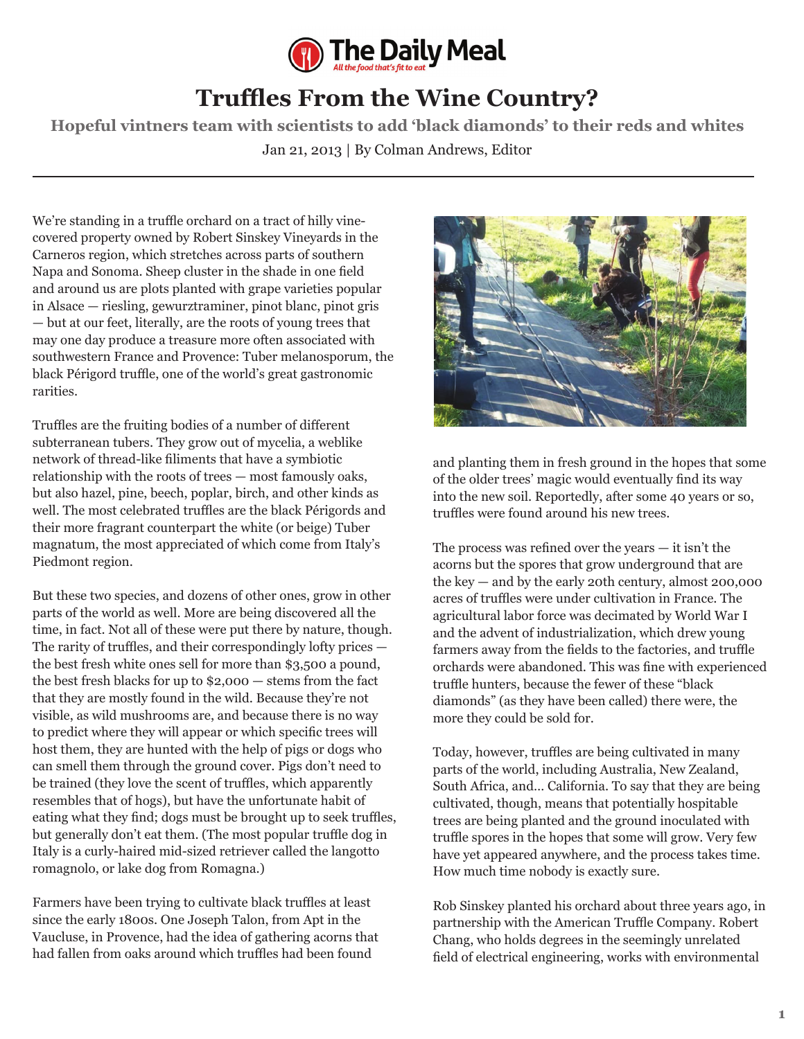# Truffles From the Wine Country?

## Hopeful vintners team with scientists to add 'black diamonds' to their reds and whites

Jan 21, 2013 | By Colman Andrews, Editor

We're standing in a truffle orchard on a tract of hilly vine-covered property owned by Robert Sinskey Vineyards in the Carneros region, which stretches across parts of southern Napa and Sonoma. Sheep cluster in the shade in one field and around us are plots planted with grape varieties popular in Alsace — riesling, gewurztraminer, pinot blanc, pinot gris — but at our feet, literally, are the roots of young trees that may one day produce a treasure more often associated with southwestern France and Provence: Tuber melanosporum, the black Périgord truffle, one of the world's great gastronomic rarities.

Truffles are the fruiting bodies of a number of different subterranean tubers. They grow out of mycelia, a weblike network of thread-like filiments that have a symbiotic relationship with the roots of trees — most famously oaks, but also hazel, pine, beech, poplar, birch, and other kinds as well. The most celebrated truffles are the black Périgords and their more fragrant counterpart the white (or beige) Tuber magnatum, the most appreciated of which come from Italy's Piedmont region.

But these two species, and dozens of other ones, grow in other parts of the world as well. More are being discovered all the time, in fact. Not all of these were put there by nature, though. The rarity of truffles, and their correspondingly lofty prices — the best fresh white ones sell for more than $3,500 a pound, the best fresh blacks for up to $2,000 — stems from the fact that they are mostly found in the wild. Because they're not visible, as wild mushrooms are, and because there is no way to predict where they will appear or which specific trees will host them, they are hunted with the help of pigs or dogs who can smell them through the ground cover. Pigs don't need to be trained (they love the scent of truffles, which apparently resembles that of hogs), but have the unfortunate habit of eating what they find; dogs must be brought up to seek truffles, but generally don't eat them. (The most popular truffle dog in Italy is a curly-haired mid-sized retriever called the langotto romagnolo, or lake dog from Romagna.)

Farmers have been trying to cultivate black truffles at least since the early 1800s. One Joseph Talon, from Apt in the Vaucluse, in Provence, had the idea of gathering acorns that had fallen from oaks around which truffles had been found and planting them in fresh ground in the hopes that some of the older trees' magic would eventually find its way into the new soil. Reportedly, after some 40 years or so, truffles were found around his new trees.

The process was refined over the years — it isn't the acorns but the spores that grow underground that are the key — and by the early 20th century, almost 200,000 acres of truffles were under cultivation in France. The agricultural labor force was decimated by World War I and the advent of industrialization, which drew young farmers away from the fields to the factories, and truffle orchards were abandoned. This was fine with experienced truffle hunters, because the fewer of these "black diamonds" (as they have been called) there were, the more they could be sold for.

Today, however, truffles are being cultivated in many parts of the world, including Australia, New Zealand, South Africa, and… California. To say that they are being cultivated, though, means that potentially hospitable trees are being planted and the ground inoculated with truffle spores in the hopes that some will grow. Very few have yet appeared anywhere, and the process takes time. How much time nobody is exactly sure.

Rob Sinskey planted his orchard about three years ago, in partnership with the American Truffle Company. Robert Chang, who holds degrees in the seemingly unrelated field of electrical engineering, works with environmental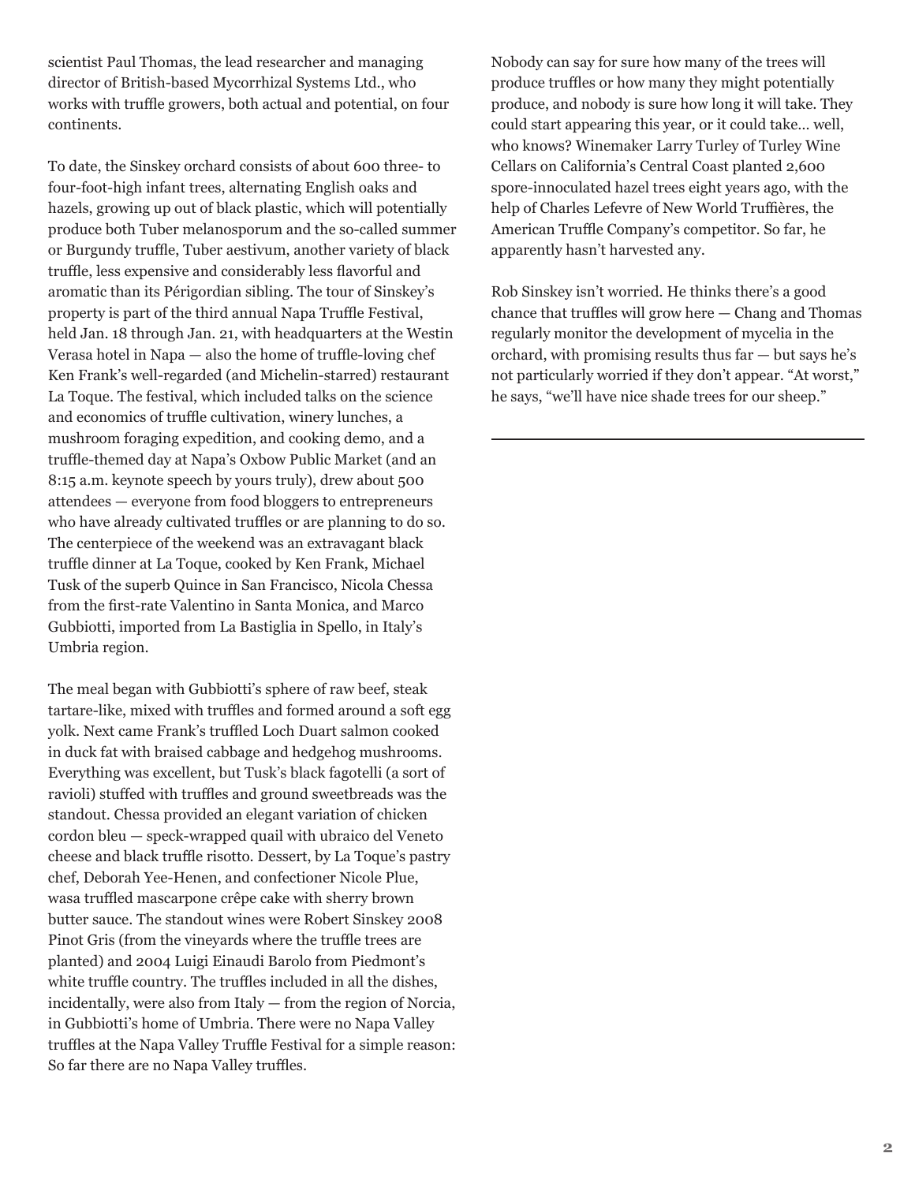scientist Paul Thomas, the lead researcher and managing director of British-based Mycorrhizal Systems Ltd., who works with truffle growers, both actual and potential, on four continents.

To date, the Sinskey orchard consists of about 600 three- to four-foot-high infant trees, alternating English oaks and hazels, growing up out of black plastic, which will potentially produce both Tuber melanosporum and the so-called summer or Burgundy truffle, Tuber aestivum, another variety of black truffle, less expensive and considerably less flavorful and aromatic than its Périgordian sibling. The tour of Sinskey's property is part of the third annual Napa Truffle Festival, held Jan. 18 through Jan. 21, with headquarters at the Westin Verasa hotel in Napa — also the home of truffle-loving chef Ken Frank's well-regarded (and Michelin-starred) restaurant La Toque. The festival, which included talks on the science and economics of truffle cultivation, winery lunches, a mushroom foraging expedition, and cooking demo, and a truffle-themed day at Napa's Oxbow Public Market (and an 8:15 a.m. keynote speech by yours truly), drew about 500 attendees — everyone from food bloggers to entrepreneurs who have already cultivated truffles or are planning to do so. The centerpiece of the weekend was an extravagant black truffle dinner at La Toque, cooked by Ken Frank, Michael Tusk of the superb Quince in San Francisco, Nicola Chessa from the first-rate Valentino in Santa Monica, and Marco Gubbiotti, imported from La Bastiglia in Spello, in Italy's Umbria region.

The meal began with Gubbiotti's sphere of raw beef, steak tartare-like, mixed with truffles and formed around a soft egg yolk. Next came Frank's truffled Loch Duart salmon cooked in duck fat with braised cabbage and hedgehog mushrooms. Everything was excellent, but Tusk's black fagotelli (a sort of ravioli) stuffed with truffles and ground sweetbreads was the standout. Chessa provided an elegant variation of chicken cordon bleu — speck-wrapped quail with ubraico del Veneto cheese and black truffle risotto. Dessert, by La Toque's pastry chef, Deborah Yee-Henen, and confectioner Nicole Plue, wasa truffled mascarpone crêpe cake with sherry brown butter sauce. The standout wines were Robert Sinskey 2008 Pinot Gris (from the vineyards where the truffle trees are planted) and 2004 Luigi Einaudi Barolo from Piedmont's white truffle country. The truffles included in all the dishes, incidentally, were also from Italy — from the region of Norcia, in Gubbiotti's home of Umbria. There were no Napa Valley truffles at the Napa Valley Truffle Festival for a simple reason: So far there are no Napa Valley truffles.

Nobody can say for sure how many of the trees will produce truffles or how many they might potentially produce, and nobody is sure how long it will take. They could start appearing this year, or it could take… well, who knows? Winemaker Larry Turley of Turley Wine Cellars on California's Central Coast planted 2,600 spore-innoculated hazel trees eight years ago, with the help of Charles Lefevre of New World Truffières, the American Truffle Company's competitor. So far, he apparently hasn't harvested any.

Rob Sinskey isn't worried. He thinks there's a good chance that truffles will grow here — Chang and Thomas regularly monitor the development of mycelia in the orchard, with promising results thus far — but says he's not particularly worried if they don't appear. "At worst," he says, "we'll have nice shade trees for our sheep."